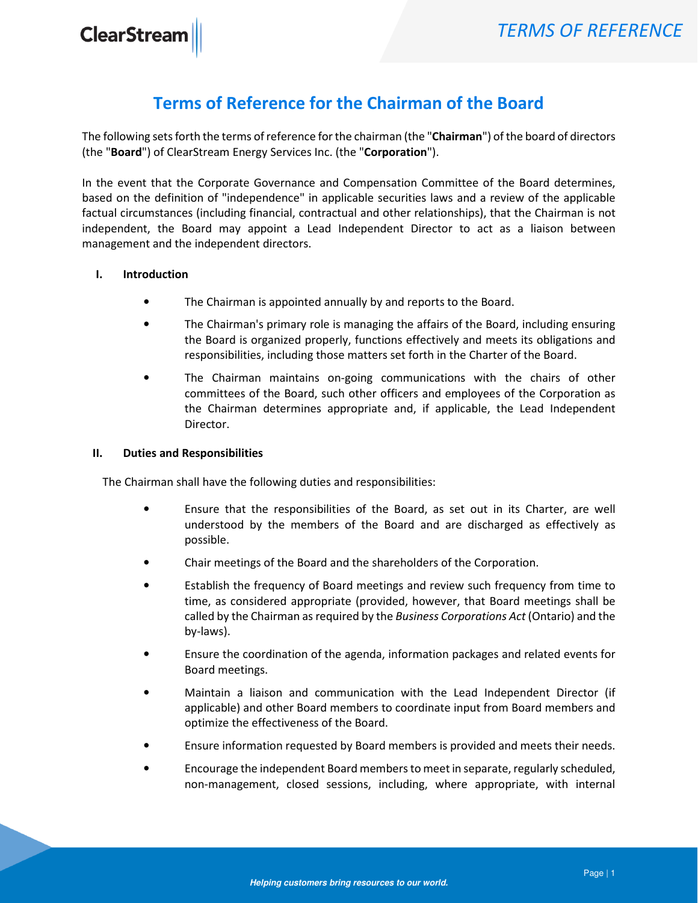# Terms of Reference for the Chairman of the Board

The following sets forth the terms of reference for the chairman (the "**Chairman**") of the board of directors (the "**Board**") of ClearStream Energy Services Inc. (the "**Corporation**").

In the event that the Corporate Governance and Compensation Committee of the Board determines, based on the definition of "independence" in applicable securities laws and a review of the applicable factual circumstances (including financial, contractual and other relationships), that the Chairman is not independent, the Board may appoint a Lead Independent Director to act as a liaison between management and the independent directors.

## I. Introduction

- The Chairman is appointed annually by and reports to the Board.
- The Chairman's primary role is managing the affairs of the Board, including ensuring the Board is organized properly, functions effectively and meets its obligations and responsibilities, including those matters set forth in the Charter of the Board.
- The Chairman maintains on-going communications with the chairs of other committees of the Board, such other officers and employees of the Corporation as the Chairman determines appropriate and, if applicable, the Lead Independent Director.

## II. Duties and Responsibilities

The Chairman shall have the following duties and responsibilities:

- Ensure that the responsibilities of the Board, as set out in its Charter, are well understood by the members of the Board and are discharged as effectively as possible.
- Chair meetings of the Board and the shareholders of the Corporation.
- Establish the frequency of Board meetings and review such frequency from time to time, as considered appropriate (provided, however, that Board meetings shall be called by the Chairman as required by the *Business Corporations Act* (Ontario) and the by-laws).
- Ensure the coordination of the agenda, information packages and related events for Board meetings.
- Maintain a liaison and communication with the Lead Independent Director (if applicable) and other Board members to coordinate input from Board members and optimize the effectiveness of the Board.
- Ensure information requested by Board members is provided and meets their needs.
- Encourage the independent Board members to meet in separate, regularly scheduled, non-management, closed sessions, including, where appropriate, with internal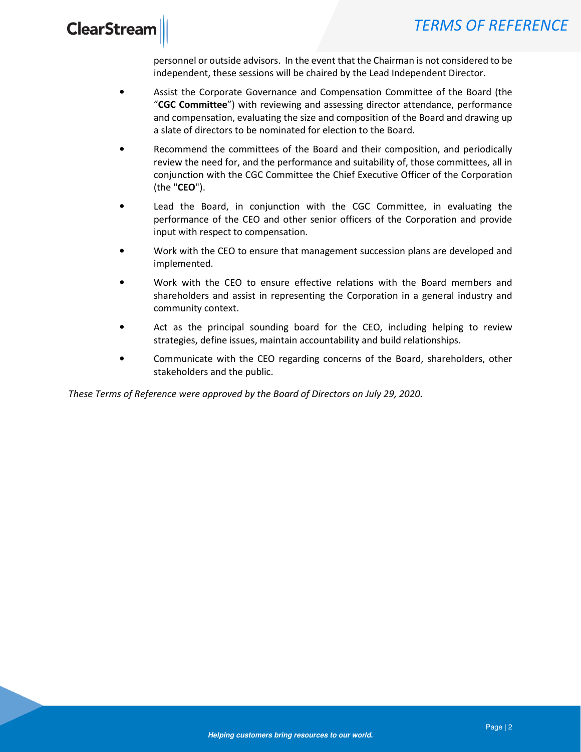personnel or outside advisors. In the event that the Chairman is not considered to be independent, these sessions will be chaired by the Lead Independent Director.

- Assist the Corporate Governance and Compensation Committee of the Board (the "**CGC Committee**") with reviewing and assessing director attendance, performance and compensation, evaluating the size and composition of the Board and drawing up a slate of directors to be nominated for election to the Board.
- Recommend the committees of the Board and their composition, and periodically review the need for, and the performance and suitability of, those committees, all in conjunction with the CGC Committee the Chief Executive Officer of the Corporation (the "**CEO**").
- Lead the Board, in conjunction with the CGC Committee, in evaluating the performance of the CEO and other senior officers of the Corporation and provide input with respect to compensation.
- Work with the CEO to ensure that management succession plans are developed and implemented.
- Work with the CEO to ensure effective relations with the Board members and shareholders and assist in representing the Corporation in a general industry and community context.
- Act as the principal sounding board for the CEO, including helping to review strategies, define issues, maintain accountability and build relationships.
- Communicate with the CEO regarding concerns of the Board, shareholders, other stakeholders and the public.

*These Terms of Reference were approved by the Board of Directors on July 29, 2020.*